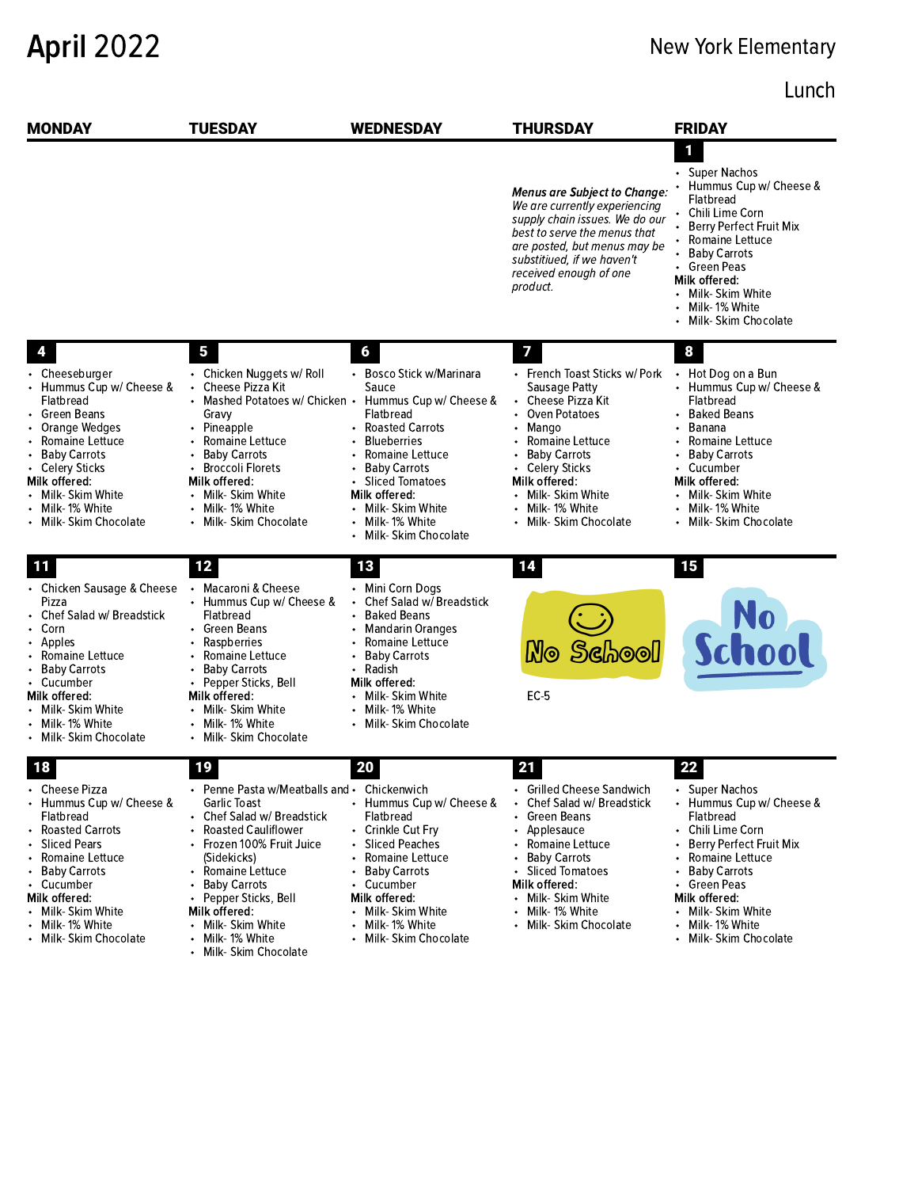# April 2022

New York Elementary

Lunch

| MONDAY | TUESDAY | WEDNESDAY | THURSDAY | FRIDAY |
|---|---|---|---|---|
| | | | ***Menus are Subject to Change:*** *We are currently experiencing supply chain issues. We do our best to serve the menus that are posted, but menus may be substitiued, if we haven't received enough of one product.* | **1**<br>• Super Nachos<br>• Hummus Cup w/ Cheese & Flatbread<br>• Chili Lime Corn<br>• Berry Perfect Fruit Mix<br>• Romaine Lettuce<br>• Baby Carrots<br>• Green Peas<br>Milk offered:<br>• Milk- Skim White<br>• Milk- 1% White<br>• Milk- Skim Chocolate |
| **4**<br>• Cheeseburger<br>• Hummus Cup w/ Cheese & Flatbread<br>• Green Beans<br>• Orange Wedges<br>• Romaine Lettuce<br>• Baby Carrots<br>• Celery Sticks<br>Milk offered:<br>• Milk- Skim White<br>• Milk- 1% White<br>• Milk- Skim Chocolate | **5**<br>• Chicken Nuggets w/ Roll<br>• Cheese Pizza Kit<br>• Mashed Potatoes w/ Chicken Gravy<br>• Pineapple<br>• Romaine Lettuce<br>• Baby Carrots<br>• Broccoli Florets<br>Milk offered:<br>• Milk- Skim White<br>• Milk- 1% White<br>• Milk- Skim Chocolate | **6**<br>• Bosco Stick w/Marinara Sauce<br>• Hummus Cup w/ Cheese & Flatbread<br>• Roasted Carrots<br>• Blueberries<br>• Romaine Lettuce<br>• Baby Carrots<br>• Sliced Tomatoes<br>Milk offered:<br>• Milk- Skim White<br>• Milk- 1% White<br>• Milk- Skim Chocolate | **7**<br>• French Toast Sticks w/ Pork Sausage Patty<br>• Cheese Pizza Kit<br>• Oven Potatoes<br>• Mango<br>• Romaine Lettuce<br>• Baby Carrots<br>• Celery Sticks<br>Milk offered:<br>• Milk- Skim White<br>• Milk- 1% White<br>• Milk- Skim Chocolate | **8**<br>• Hot Dog on a Bun<br>• Hummus Cup w/ Cheese & Flatbread<br>• Baked Beans<br>• Banana<br>• Romaine Lettuce<br>• Baby Carrots<br>• Cucumber<br>Milk offered:<br>• Milk- Skim White<br>• Milk- 1% White<br>• Milk- Skim Chocolate |
| **11**<br>• Chicken Sausage & Cheese Pizza<br>• Chef Salad w/ Breadstick<br>• Corn<br>• Apples<br>• Romaine Lettuce<br>• Baby Carrots<br>• Cucumber<br>Milk offered:<br>• Milk- Skim White<br>• Milk- 1% White<br>• Milk- Skim Chocolate | **12**<br>• Macaroni & Cheese<br>• Hummus Cup w/ Cheese & Flatbread<br>• Green Beans<br>• Raspberries<br>• Romaine Lettuce<br>• Baby Carrots<br>• Pepper Sticks, Bell<br>Milk offered:<br>• Milk- Skim White<br>• Milk- 1% White<br>• Milk- Skim Chocolate | **13**<br>• Mini Corn Dogs<br>• Chef Salad w/ Breadstick<br>• Baked Beans<br>• Mandarin Oranges<br>• Romaine Lettuce<br>• Baby Carrots<br>• Radish<br>Milk offered:<br>• Milk- Skim White<br>• Milk- 1% White<br>• Milk- Skim Chocolate | **14**<br>No School<br>EC-5 | **15**<br>No School |
| **18**<br>• Cheese Pizza<br>• Hummus Cup w/ Cheese & Flatbread<br>• Roasted Carrots<br>• Sliced Pears<br>• Romaine Lettuce<br>• Baby Carrots<br>• Cucumber<br>Milk offered:<br>• Milk- Skim White<br>• Milk- 1% White<br>• Milk- Skim Chocolate | **19**<br>• Penne Pasta w/Meatballs and Garlic Toast<br>• Chef Salad w/ Breadstick<br>• Roasted Cauliflower<br>• Frozen 100% Fruit Juice (Sidekicks)<br>• Romaine Lettuce<br>• Baby Carrots<br>• Pepper Sticks, Bell<br>Milk offered:<br>• Milk- Skim White<br>• Milk- 1% White<br>• Milk- Skim Chocolate | **20**<br>• Chickenwich<br>• Hummus Cup w/ Cheese & Flatbread<br>• Crinkle Cut Fry<br>• Sliced Peaches<br>• Romaine Lettuce<br>• Baby Carrots<br>• Cucumber<br>Milk offered:<br>• Milk- Skim White<br>• Milk- 1% White<br>• Milk- Skim Chocolate | **21**<br>• Grilled Cheese Sandwich<br>• Chef Salad w/ Breadstick<br>• Green Beans<br>• Applesauce<br>• Romaine Lettuce<br>• Baby Carrots<br>• Sliced Tomatoes<br>Milk offered:<br>• Milk- Skim White<br>• Milk- 1% White<br>• Milk- Skim Chocolate | **22**<br>• Super Nachos<br>• Hummus Cup w/ Cheese & Flatbread<br>• Chili Lime Corn<br>• Berry Perfect Fruit Mix<br>• Romaine Lettuce<br>• Baby Carrots<br>• Green Peas<br>Milk offered:<br>• Milk- Skim White<br>• Milk- 1% White<br>• Milk- Skim Chocolate |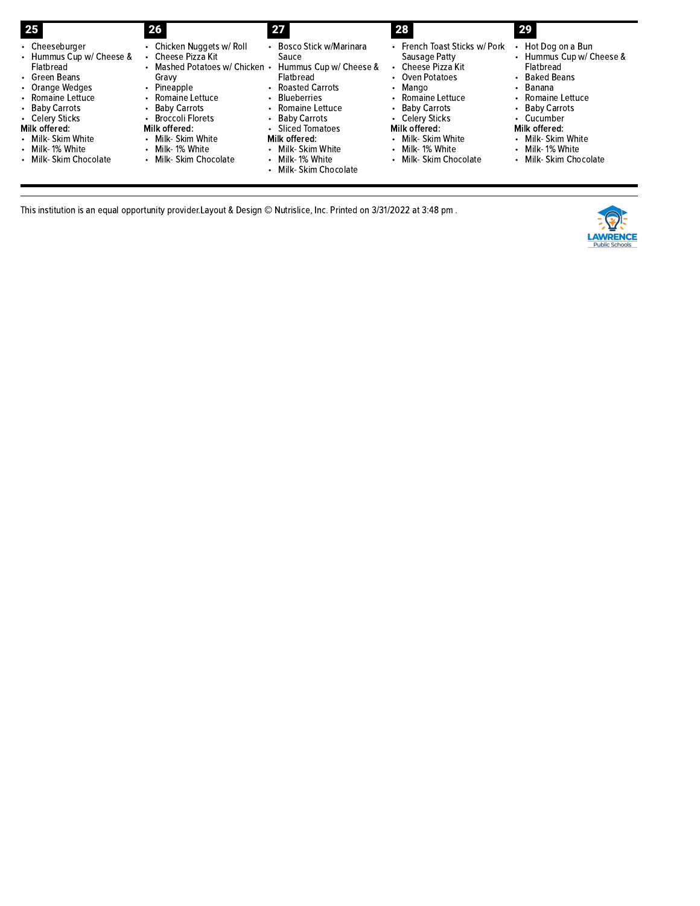## 25

- Cheeseburger
- Hummus Cup w/ Cheese & Flatbread
- Green Beans
- Orange Wedges
- Romaine Lettuce
- Baby Carrots
- Celery Sticks

Milk offered:

- Milk- Skim White
- Milk- 1% White
- Milk- Skim Chocolate

## 26

- Chicken Nuggets w/ Roll
- Cheese Pizza Kit
- Mashed Potatoes w/ Chicken Gravy
- Pineapple
- Romaine Lettuce
- Baby Carrots
- Broccoli Florets

Milk offered:

- Milk- Skim White
- Milk- 1% White
- Milk- Skim Chocolate

## 27

- Bosco Stick w/Marinara Sauce
- Hummus Cup w/ Cheese & Flatbread
- Roasted Carrots
- Blueberries
- Romaine Lettuce
- Baby Carrots
- Sliced Tomatoes

Milk offered:

- Milk- Skim White
- Milk- 1% White
- Milk- Skim Chocolate

## 28

- French Toast Sticks w/ Pork Sausage Patty
- Cheese Pizza Kit
- Oven Potatoes
- Mango
- Romaine Lettuce
- Baby Carrots
- Celery Sticks

Milk offered:

- Milk- Skim White
- Milk- 1% White
- Milk- Skim Chocolate

## 29

- Hot Dog on a Bun
- Hummus Cup w/ Cheese & Flatbread
- Baked Beans
- Banana
- Romaine Lettuce
- Baby Carrots
- Cucumber

Milk offered:

- Milk- Skim White
- Milk- 1% White
- Milk- Skim Chocolate

This institution is an equal opportunity provider.Layout & Design © Nutrislice, Inc. Printed on 3/31/2022 at 3:48 pm .

LAWRENCE Public Schools